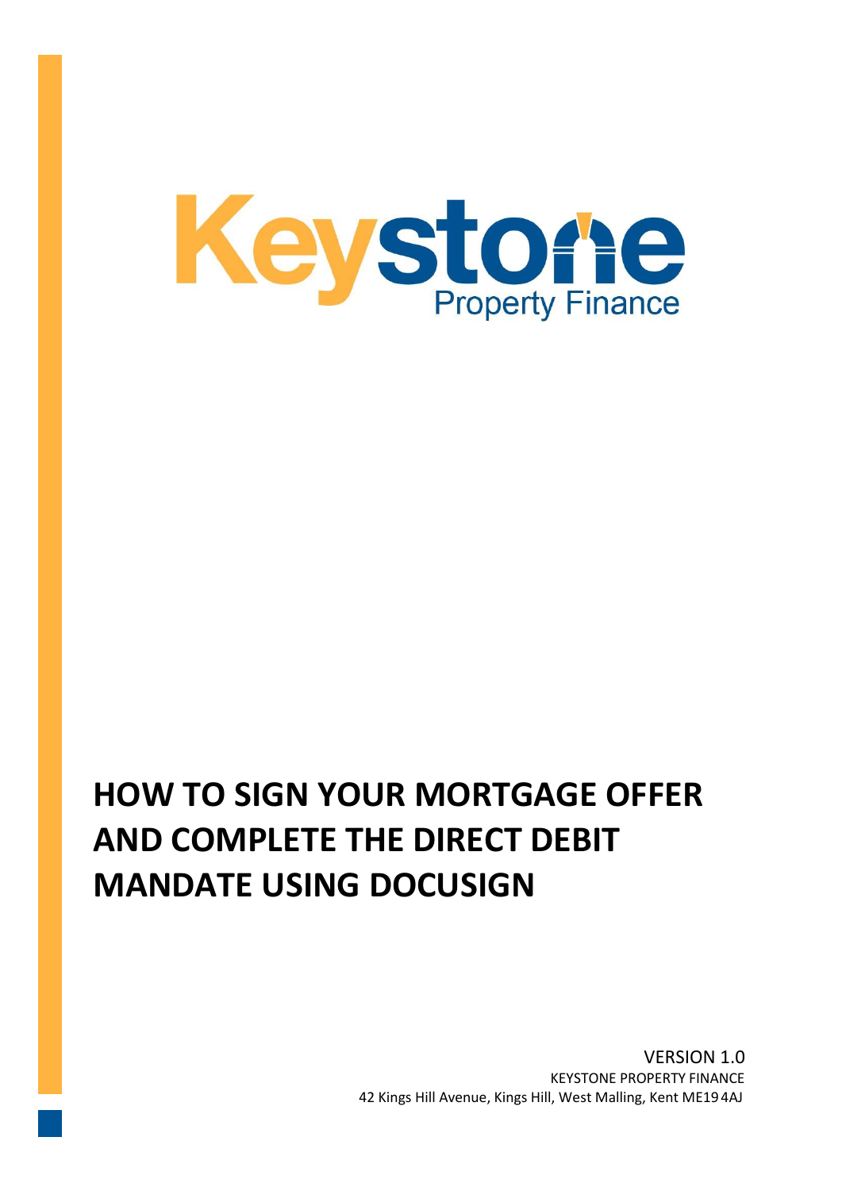Keystone Property Finance

# HOW TO SIGN YOUR MORTGAGE OFFER AND COMPLETE THE DIRECT DEBIT MANDATE USING DOCUSIGN

VERSION 1.0

KEYSTONE PROPERTY FINANCE

42 Kings Hill Avenue, Kings Hill, West Malling, Kent ME19 4AJ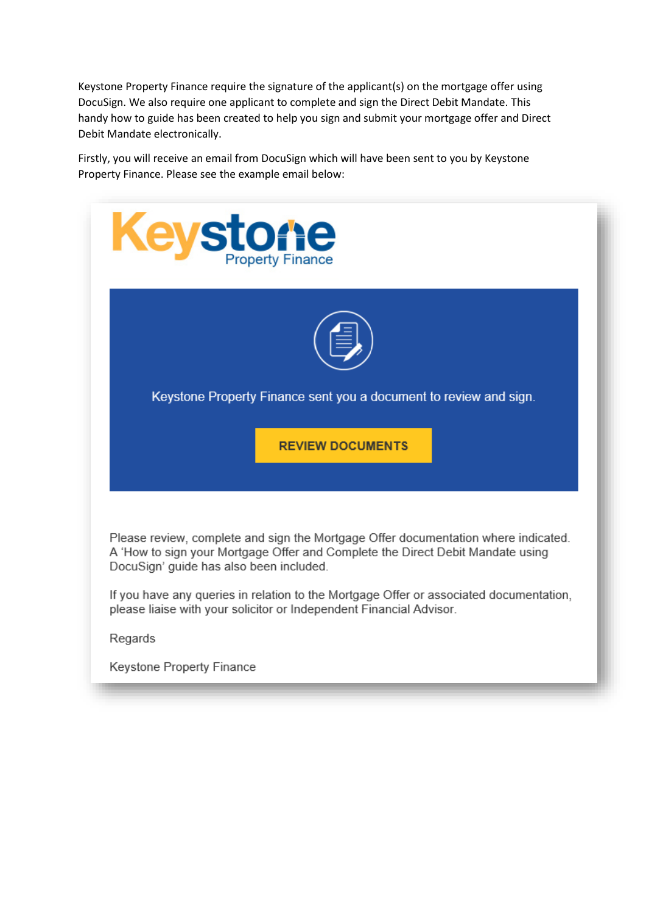Keystone Property Finance require the signature of the applicant(s) on the mortgage offer using DocuSign. We also require one applicant to complete and sign the Direct Debit Mandate. This handy how to guide has been created to help you sign and submit your mortgage offer and Direct Debit Mandate electronically.

Firstly, you will receive an email from DocuSign which will have been sent to you by Keystone Property Finance. Please see the example email below:

Keystone Property Finance

Keystone Property Finance sent you a document to review and sign.

**REVIEW DOCUMENTS**

Please review, complete and sign the Mortgage Offer documentation where indicated. A 'How to sign your Mortgage Offer and Complete the Direct Debit Mandate using DocuSign' guide has also been included.

If you have any queries in relation to the Mortgage Offer or associated documentation, please liaise with your solicitor or Independent Financial Advisor.

Regards

Keystone Property Finance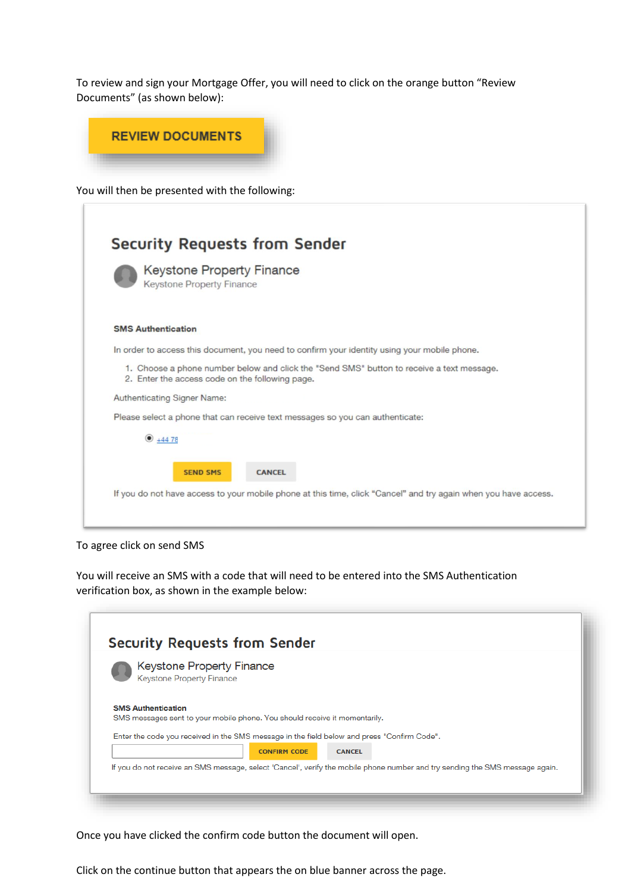To review and sign your Mortgage Offer, you will need to click on the orange button "Review Documents" (as shown below):

REVIEW DOCUMENTS

You will then be presented with the following:

## Security Requests from Sender

Keystone Property Finance
Keystone Property Finance

**SMS Authentication**

In order to access this document, you need to confirm your identity using your mobile phone.

1. Choose a phone number below and click the "Send SMS" button to receive a text message.
2. Enter the access code on the following page.

Authenticating Signer Name:

Please select a phone that can receive text messages so you can authenticate:

+44 78

SEND SMS CANCEL

If you do not have access to your mobile phone at this time, click "Cancel" and try again when you have access.

To agree click on send SMS

You will receive an SMS with a code that will need to be entered into the SMS Authentication verification box, as shown in the example below:

## Security Requests from Sender

Keystone Property Finance
Keystone Property Finance

**SMS Authentication**
SMS messages sent to your mobile phone. You should receive it momentarily.

Enter the code you received in the SMS message in the field below and press "Confirm Code".

CONFIRM CODE CANCEL

If you do not receive an SMS message, select 'Cancel', verify the mobile phone number and try sending the SMS message again.

Once you have clicked the confirm code button the document will open.

Click on the continue button that appears the on blue banner across the page.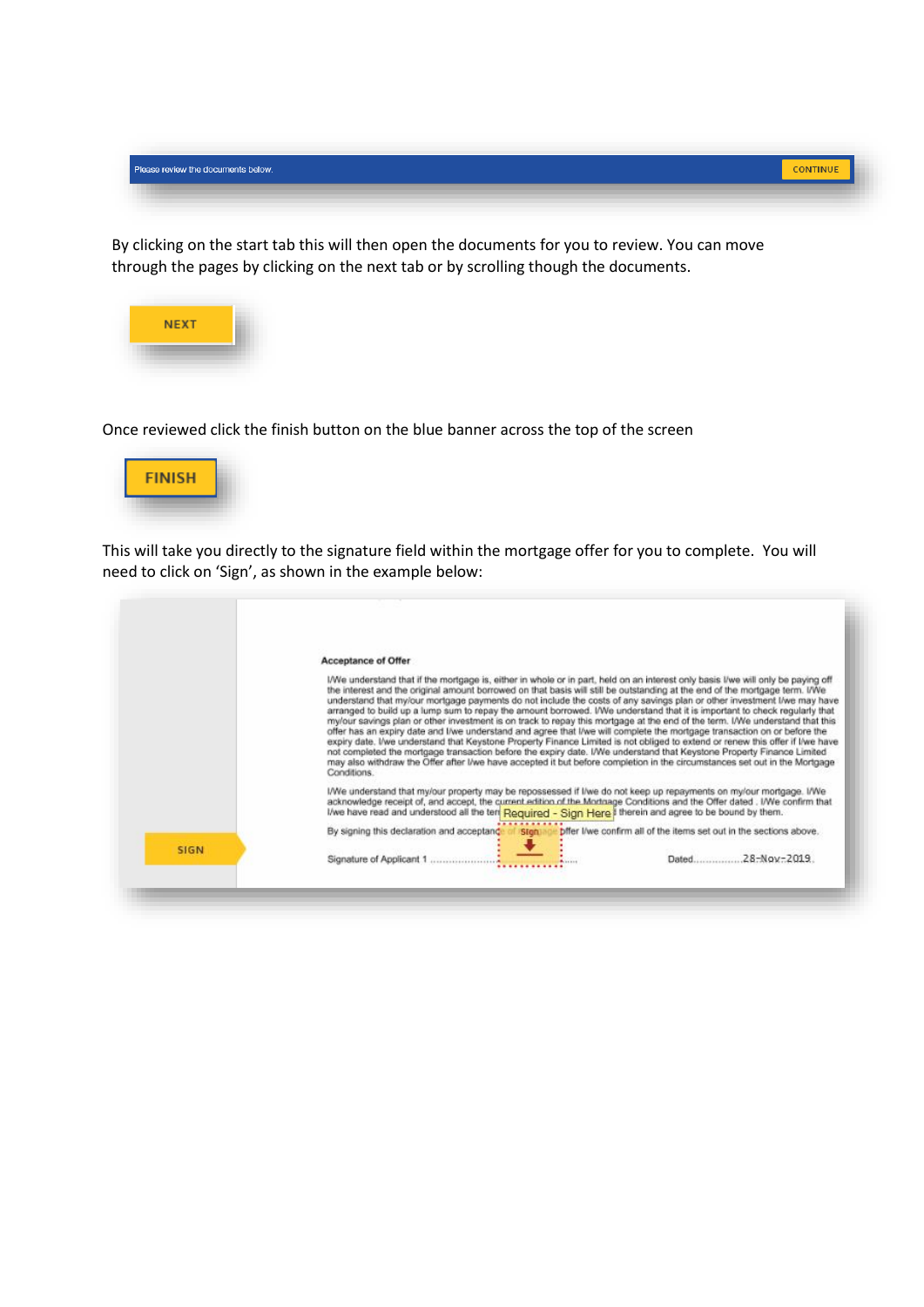Please review the documents below. CONTINUE

By clicking on the start tab this will then open the documents for you to review. You can move through the pages by clicking on the next tab or by scrolling though the documents.

NEXT

Once reviewed click the finish button on the blue banner across the top of the screen

FINISH

This will take you directly to the signature field within the mortgage offer for you to complete. You will need to click on 'Sign', as shown in the example below:

SIGN

**Acceptance of Offer**

I/We understand that if the mortgage is, either in whole or in part, held on an interest only basis I/we will only be paying off the interest and the original amount borrowed on that basis will still be outstanding at the end of the mortgage term. I/We understand that my/our mortgage payments do not include the costs of any savings plan or other investment I/we may have arranged to build up a lump sum to repay the amount borrowed. I/We understand that it is important to check regularly that my/our savings plan or other investment is on track to repay this mortgage at the end of the term. I/We understand that this offer has an expiry date and I/we understand and agree that I/we will complete the mortgage transaction on or before the expiry date. I/we understand that Keystone Property Finance Limited is not obliged to extend or renew this offer if I/we have not completed the mortgage transaction before the expiry date. I/We understand that Keystone Property Finance Limited may also withdraw the Offer after I/we have accepted it but before completion in the circumstances set out in the Mortgage Conditions.

I/We understand that my/our property may be repossessed if I/we do not keep up repayments on my/our mortgage. I/We acknowledge receipt of, and accept, the current edition of the Mortgage Conditions and the Offer dated . I/We confirm that I/we have read and understood all the ter[Required - Sign Here] therein and agree to be bound by them.

By signing this declaration and acceptanc[Sign] offer I/we confirm all of the items set out in the sections above.

Signature of Applicant 1 .................................... Dated................28-Nov-2019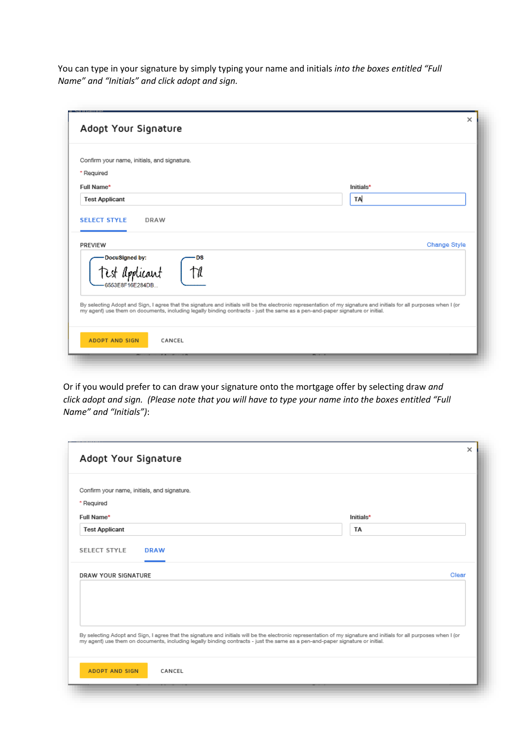You can type in your signature by simply typing your name and initials *into the boxes entitled "Full Name" and "Initials" and click adopt and sign.*

**Adopt Your Signature**

Confirm your name, initials, and signature.

* Required

Full Name*: Test Applicant

Initials*: TA

SELECT STYLE    DRAW

PREVIEW    Change Style

DocuSigned by: Test Applicant 6553E8F16E284DB...    DS TA

By selecting Adopt and Sign, I agree that the signature and initials will be the electronic representation of my signature and initials for all purposes when I (or my agent) use them on documents, including legally binding contracts - just the same as a pen-and-paper signature or initial.

ADOPT AND SIGN    CANCEL

Or if you would prefer to can draw your signature onto the mortgage offer by selecting draw *and click adopt and sign. (Please note that you will have to type your name into the boxes entitled "Full Name" and "Initials")*:

**Adopt Your Signature**

Confirm your name, initials, and signature.

* Required

Full Name*: Test Applicant

Initials*: TA

SELECT STYLE    DRAW

DRAW YOUR SIGNATURE    Clear

By selecting Adopt and Sign, I agree that the signature and initials will be the electronic representation of my signature and initials for all purposes when I (or my agent) use them on documents, including legally binding contracts - just the same as a pen-and-paper signature or initial.

ADOPT AND SIGN    CANCEL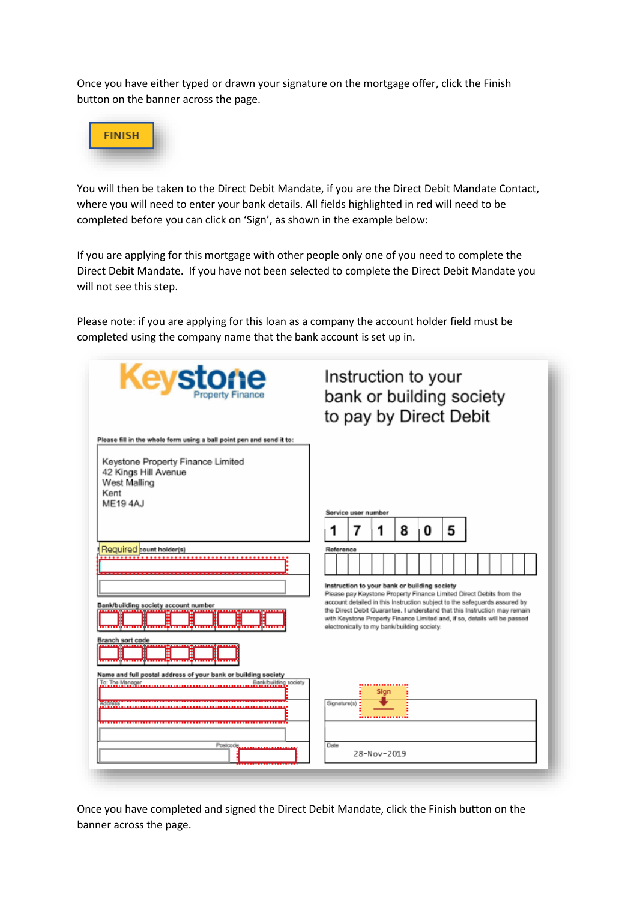Once you have either typed or drawn your signature on the mortgage offer, click the Finish button on the banner across the page.

FINISH

You will then be taken to the Direct Debit Mandate, if you are the Direct Debit Mandate Contact, where you will need to enter your bank details. All fields highlighted in red will need to be completed before you can click on 'Sign', as shown in the example below:

If you are applying for this mortgage with other people only one of you need to complete the Direct Debit Mandate. If you have not been selected to complete the Direct Debit Mandate you will not see this step.

Please note: if you are applying for this loan as a company the account holder field must be completed using the company name that the bank account is set up in.

Keystone Property Finance

Instruction to your bank or building society to pay by Direct Debit

Please fill in the whole form using a ball point pen and send it to:

Keystone Property Finance Limited
42 Kings Hill Avenue
West Malling
Kent
ME19 4AJ

Service user number: 1 7 1 8 0 5

Reference

Required account holder(s)

Bank/building society account number

Branch sort code

Name and full postal address of your bank or building society

To: The Manager — Bank/building society

Address

Postcode

Instruction to your bank or building society
Please pay Keystone Property Finance Limited Direct Debits from the account detailed in this Instruction subject to the safeguards assured by the Direct Debit Guarantee. I understand that this Instruction may remain with Keystone Property Finance Limited and, if so, details will be passed electronically to my bank/building society.

Sign

Signature(s)

Date: 28-Nov-2019

Once you have completed and signed the Direct Debit Mandate, click the Finish button on the banner across the page.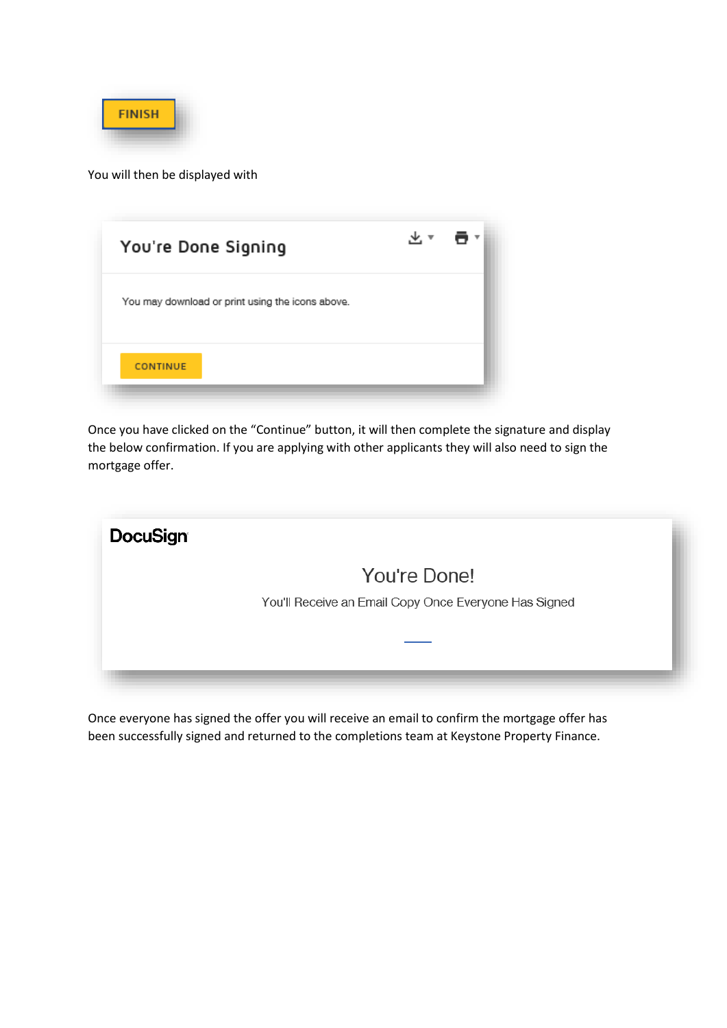FINISH

You will then be displayed with

You're Done Signing

You may download or print using the icons above.

CONTINUE

Once you have clicked on the "Continue" button, it will then complete the signature and display the below confirmation. If you are applying with other applicants they will also need to sign the mortgage offer.

DocuSign

You're Done!

You'll Receive an Email Copy Once Everyone Has Signed

Once everyone has signed the offer you will receive an email to confirm the mortgage offer has been successfully signed and returned to the completions team at Keystone Property Finance.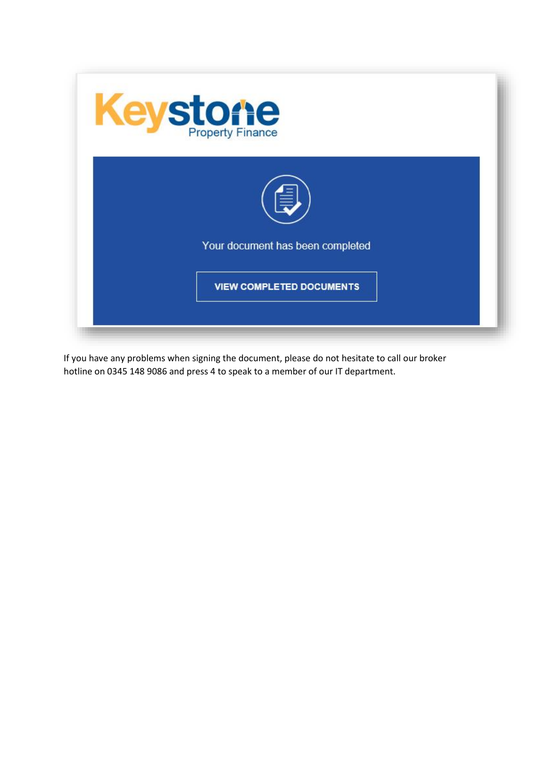Keystone
Property Finance

Your document has been completed

VIEW COMPLETED DOCUMENTS

If you have any problems when signing the document, please do not hesitate to call our broker hotline on 0345 148 9086 and press 4 to speak to a member of our IT department.